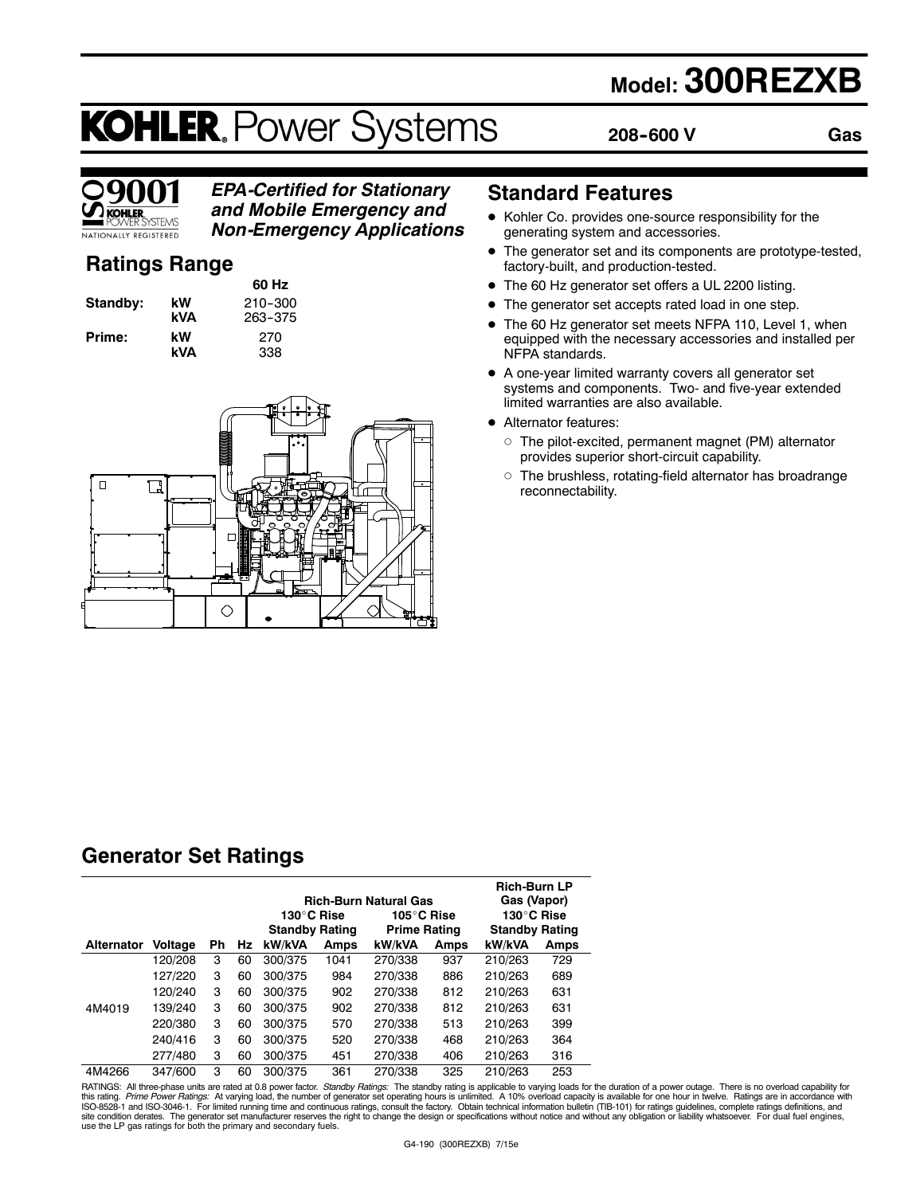# Model: 300REZXB

**KOHLER** Power Systems

**208-600 V** **Gas**

ISO 9001 KOHLER POWER SYSTEMS NATIONALLY REGISTERED

***EPA-Certified for Stationary and Mobile Emergency and Non-Emergency Applications***

## Ratings Range

| | | 60 Hz |
|---|---|---|
| **Standby:** | **kW** | 210-300 |
| | **kVA** | 263-375 |
| **Prime:** | **kW** | 270 |
| | **kVA** | 338 |

## Standard Features

- Kohler Co. provides one-source responsibility for the generating system and accessories.
- The generator set and its components are prototype-tested, factory-built, and production-tested.
- The 60 Hz generator set offers a UL 2200 listing.
- The generator set accepts rated load in one step.
- The 60 Hz generator set meets NFPA 110, Level 1, when equipped with the necessary accessories and installed per NFPA standards.
- A one-year limited warranty covers all generator set systems and components. Two- and five-year extended limited warranties are also available.
- Alternator features:
  - The pilot-excited, permanent magnet (PM) alternator provides superior short-circuit capability.
  - The brushless, rotating-field alternator has broadrange reconnectability.

## Generator Set Ratings

| | | | | Rich-Burn Natural Gas | | | | Rich-Burn LP Gas (Vapor) | |
|---|---|---|---|---|---|---|---|---|---|
| | | | | 130°C Rise Standby Rating | | 105°C Rise Prime Rating | | 130°C Rise Standby Rating | |
| **Alternator** | **Voltage** | **Ph** | **Hz** | **kW/kVA** | **Amps** | **kW/kVA** | **Amps** | **kW/kVA** | **Amps** |
| 4M4019 | 120/208 | 3 | 60 | 300/375 | 1041 | 270/338 | 937 | 210/263 | 729 |
| | 127/220 | 3 | 60 | 300/375 | 984 | 270/338 | 886 | 210/263 | 689 |
| | 120/240 | 3 | 60 | 300/375 | 902 | 270/338 | 812 | 210/263 | 631 |
| | 139/240 | 3 | 60 | 300/375 | 902 | 270/338 | 812 | 210/263 | 631 |
| | 220/380 | 3 | 60 | 300/375 | 570 | 270/338 | 513 | 210/263 | 399 |
| | 240/416 | 3 | 60 | 300/375 | 520 | 270/338 | 468 | 210/263 | 364 |
| | 277/480 | 3 | 60 | 300/375 | 451 | 270/338 | 406 | 210/263 | 316 |
| 4M4266 | 347/600 | 3 | 60 | 300/375 | 361 | 270/338 | 325 | 210/263 | 253 |

RATINGS: All three-phase units are rated at 0.8 power factor. *Standby Ratings:* The standby rating is applicable to varying loads for the duration of a power outage. There is no overload capability for this rating. *Prime Power Ratings:* At varying load, the number of generator set operating hours is unlimited. A 10% overload capacity is available for one hour in twelve. Ratings are in accordance with ISO-8528-1 and ISO-3046-1. For limited running time and continuous ratings, consult the factory. Obtain technical information bulletin (TIB-101) for ratings guidelines, complete ratings definitions, and site condition derates. The generator set manufacturer reserves the right to change the design or specifications without notice and without any obligation or liability whatsoever. For dual fuel engines, use the LP gas ratings for both the primary and secondary fuels.

G4-190 (300REZXB) 7/15e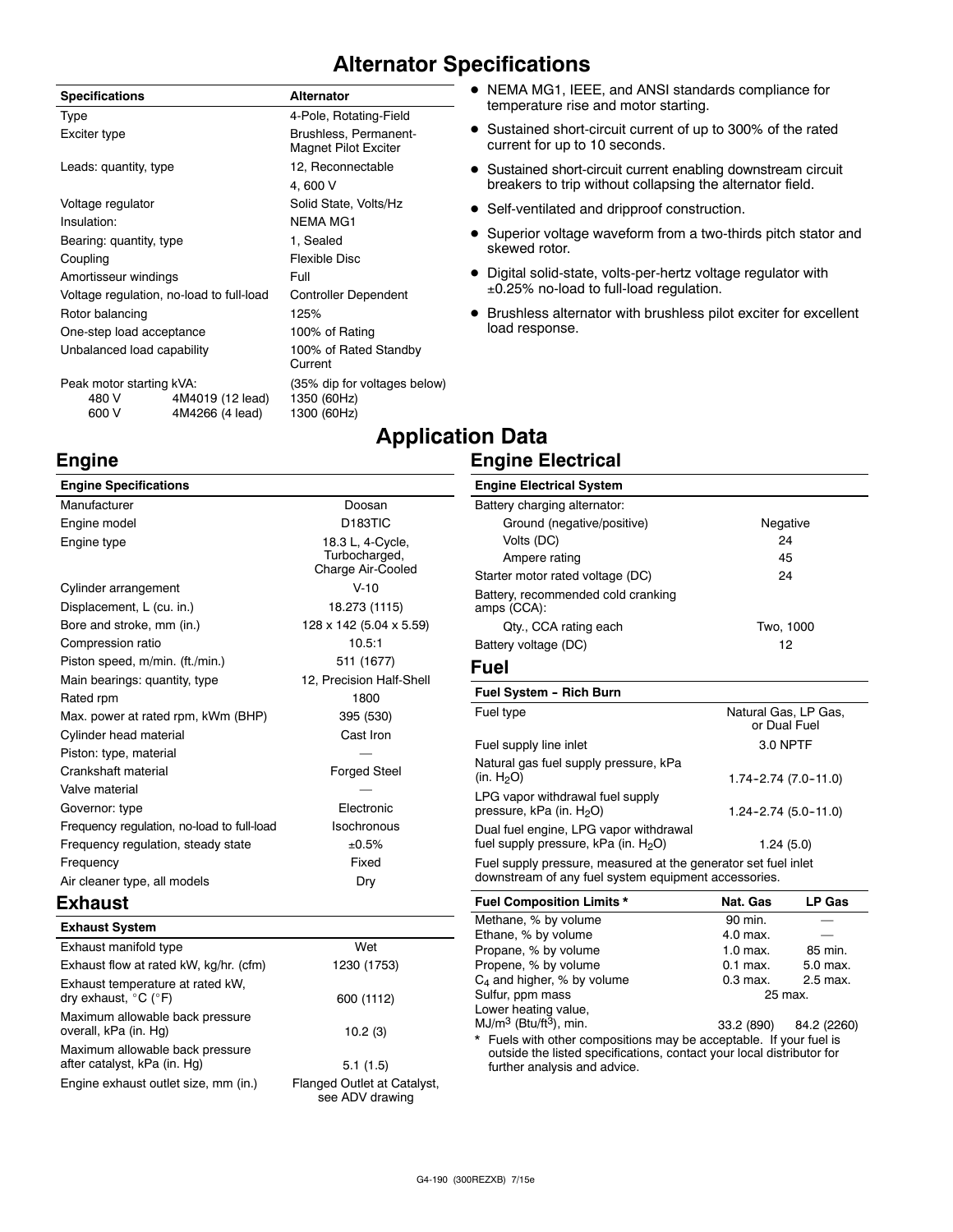# Alternator Specifications

| Specifications | Alternator |
|---|---|
| Type | 4-Pole, Rotating-Field |
| Exciter type | Brushless, Permanent-Magnet Pilot Exciter |
| Leads: quantity, type | 12, Reconnectable |
| | 4, 600 V |
| Voltage regulator | Solid State, Volts/Hz |
| Insulation: | NEMA MG1 |
| Bearing: quantity, type | 1, Sealed |
| Coupling | Flexible Disc |
| Amortisseur windings | Full |
| Voltage regulation, no-load to full-load | Controller Dependent |
| Rotor balancing | 125% |
| One-step load acceptance | 100% of Rating |
| Unbalanced load capability | 100% of Rated Standby Current |
| Peak motor starting kVA: | (35% dip for voltages below) |
| 480 V 4M4019 (12 lead) | 1350 (60Hz) |
| 600 V 4M4266 (4 lead) | 1300 (60Hz) |

- NEMA MG1, IEEE, and ANSI standards compliance for temperature rise and motor starting.
- Sustained short-circuit current of up to 300% of the rated current for up to 10 seconds.
- Sustained short-circuit current enabling downstream circuit breakers to trip without collapsing the alternator field.
- Self-ventilated and dripproof construction.
- Superior voltage waveform from a two-thirds pitch stator and skewed rotor.
- Digital solid-state, volts-per-hertz voltage regulator with ±0.25% no-load to full-load regulation.
- Brushless alternator with brushless pilot exciter for excellent load response.

# Application Data

## Engine

| Engine Specifications | |
|---|---|
| Manufacturer | Doosan |
| Engine model | D183TIC |
| Engine type | 18.3 L, 4-Cycle, Turbocharged, Charge Air-Cooled |
| Cylinder arrangement | V-10 |
| Displacement, L (cu. in.) | 18.273 (1115) |
| Bore and stroke, mm (in.) | 128 x 142 (5.04 x 5.59) |
| Compression ratio | 10.5:1 |
| Piston speed, m/min. (ft./min.) | 511 (1677) |
| Main bearings: quantity, type | 12, Precision Half-Shell |
| Rated rpm | 1800 |
| Max. power at rated rpm, kWm (BHP) | 395 (530) |
| Cylinder head material | Cast Iron |
| Piston: type, material | — |
| Crankshaft material | Forged Steel |
| Valve material | — |
| Governor: type | Electronic |
| Frequency regulation, no-load to full-load | Isochronous |
| Frequency regulation, steady state | ±0.5% |
| Frequency | Fixed |
| Air cleaner type, all models | Dry |

## Exhaust

| Exhaust System | |
|---|---|
| Exhaust manifold type | Wet |
| Exhaust flow at rated kW, kg/hr. (cfm) | 1230 (1753) |
| Exhaust temperature at rated kW, dry exhaust, °C (°F) | 600 (1112) |
| Maximum allowable back pressure overall, kPa (in. Hg) | 10.2 (3) |
| Maximum allowable back pressure after catalyst, kPa (in. Hg) | 5.1 (1.5) |
| Engine exhaust outlet size, mm (in.) | Flanged Outlet at Catalyst, see ADV drawing |

## Engine Electrical

| Engine Electrical System | |
|---|---|
| Battery charging alternator: | |
| Ground (negative/positive) | Negative |
| Volts (DC) | 24 |
| Ampere rating | 45 |
| Starter motor rated voltage (DC) | 24 |
| Battery, recommended cold cranking amps (CCA): | |
| Qty., CCA rating each | Two, 1000 |
| Battery voltage (DC) | 12 |

## Fuel

| Fuel System – Rich Burn | |
|---|---|
| Fuel type | Natural Gas, LP Gas, or Dual Fuel |
| Fuel supply line inlet | 3.0 NPTF |
| Natural gas fuel supply pressure, kPa (in. $H_2O$) | 1.74–2.74 (7.0–11.0) |
| LPG vapor withdrawal fuel supply pressure, kPa (in. $H_2O$) | 1.24–2.74 (5.0–11.0) |
| Dual fuel engine, LPG vapor withdrawal fuel supply pressure, kPa (in. $H_2O$) | 1.24 (5.0) |

Fuel supply pressure, measured at the generator set fuel inlet downstream of any fuel system equipment accessories.

| Fuel Composition Limits * | Nat. Gas | LP Gas |
|---|---|---|
| Methane, % by volume | 90 min. | — |
| Ethane, % by volume | 4.0 max. | — |
| Propane, % by volume | 1.0 max. | 85 min. |
| Propene, % by volume | 0.1 max. | 5.0 max. |
| $C_4$ and higher, % by volume | 0.3 max. | 2.5 max. |
| Sulfur, ppm mass | 25 max. | |
| Lower heating value, $MJ/m^3$ ($Btu/ft^3$), min. | 33.2 (890) | 84.2 (2260) |

\* Fuels with other compositions may be acceptable. If your fuel is outside the listed specifications, contact your local distributor for further analysis and advice.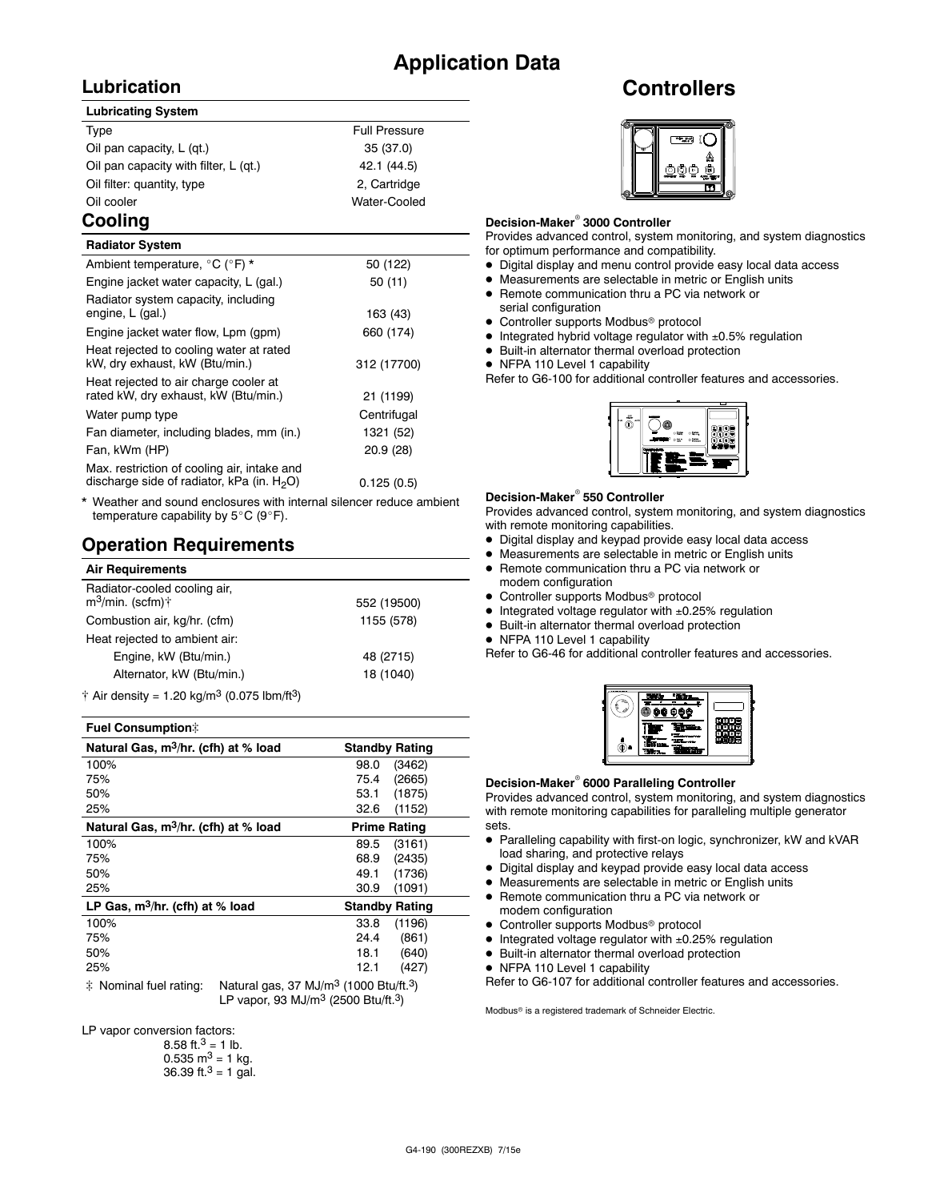# Application Data

## Lubrication

| Lubricating System | |
|---|---|
| Type | Full Pressure |
| Oil pan capacity, L (qt.) | 35 (37.0) |
| Oil pan capacity with filter, L (qt.) | 42.1 (44.5) |
| Oil filter: quantity, type | 2, Cartridge |
| Oil cooler | Water-Cooled |

## Cooling

| Radiator System | |
|---|---|
| Ambient temperature, °C (°F) * | 50 (122) |
| Engine jacket water capacity, L (gal.) | 50 (11) |
| Radiator system capacity, including engine, L (gal.) | 163 (43) |
| Engine jacket water flow, Lpm (gpm) | 660 (174) |
| Heat rejected to cooling water at rated kW, dry exhaust, kW (Btu/min.) | 312 (17700) |
| Heat rejected to air charge cooler at rated kW, dry exhaust, kW (Btu/min.) | 21 (1199) |
| Water pump type | Centrifugal |
| Fan diameter, including blades, mm (in.) | 1321 (52) |
| Fan, kWm (HP) | 20.9 (28) |
| Max. restriction of cooling air, intake and discharge side of radiator, kPa (in. $H_2O$) | 0.125 (0.5) |

* Weather and sound enclosures with internal silencer reduce ambient temperature capability by 5°C (9°F).

## Operation Requirements

| Air Requirements | |
|---|---|
| Radiator-cooled cooling air, $m^3$/min. (scfm)† | 552 (19500) |
| Combustion air, kg/hr. (cfm) | 1155 (578) |
| Heat rejected to ambient air: | |
| Engine, kW (Btu/min.) | 48 (2715) |
| Alternator, kW (Btu/min.) | 18 (1040) |

† Air density = 1.20 kg/$m^3$ (0.075 lbm/$ft^3$)

| Fuel Consumption‡ | |
|---|---|
| **Natural Gas, $m^3$/hr. (cfh) at % load** | **Standby Rating** |
| 100% | 98.0 (3462) |
| 75% | 75.4 (2665) |
| 50% | 53.1 (1875) |
| 25% | 32.6 (1152) |
| **Natural Gas, $m^3$/hr. (cfh) at % load** | **Prime Rating** |
| 100% | 89.5 (3161) |
| 75% | 68.9 (2435) |
| 50% | 49.1 (1736) |
| 25% | 30.9 (1091) |
| **LP Gas, $m^3$/hr. (cfh) at % load** | **Standby Rating** |
| 100% | 33.8 (1196) |
| 75% | 24.4 (861) |
| 50% | 18.1 (640) |
| 25% | 12.1 (427) |

‡ Nominal fuel rating: Natural gas, 37 MJ/$m^3$ (1000 Btu/$ft.^3$)
LP vapor, 93 MJ/$m^3$ (2500 Btu/$ft.^3$)

LP vapor conversion factors:
8.58 $ft.^3$ = 1 lb.
0.535 $m^3$ = 1 kg.
36.39 $ft.^3$ = 1 gal.

# Controllers

**Decision-Maker® 3000 Controller**

Provides advanced control, system monitoring, and system diagnostics for optimum performance and compatibility.

- Digital display and menu control provide easy local data access
- Measurements are selectable in metric or English units
- Remote communication thru a PC via network or serial configuration
- Controller supports Modbus® protocol
- Integrated hybrid voltage regulator with ±0.5% regulation
- Built-in alternator thermal overload protection
- NFPA 110 Level 1 capability

Refer to G6-100 for additional controller features and accessories.

**Decision-Maker® 550 Controller**

Provides advanced control, system monitoring, and system diagnostics with remote monitoring capabilities.

- Digital display and keypad provide easy local data access
- Measurements are selectable in metric or English units
- Remote communication thru a PC via network or modem configuration
- Controller supports Modbus® protocol
- Integrated voltage regulator with ±0.25% regulation
- Built-in alternator thermal overload protection
- NFPA 110 Level 1 capability

Refer to G6-46 for additional controller features and accessories.

**Decision-Maker® 6000 Paralleling Controller**

Provides advanced control, system monitoring, and system diagnostics with remote monitoring capabilities for paralleling multiple generator sets.

- Paralleling capability with first-on logic, synchronizer, kW and kVAR load sharing, and protective relays
- Digital display and keypad provide easy local data access
- Measurements are selectable in metric or English units
- Remote communication thru a PC via network or modem configuration
- Controller supports Modbus® protocol
- Integrated voltage regulator with ±0.25% regulation
- Built-in alternator thermal overload protection
- NFPA 110 Level 1 capability

Refer to G6-107 for additional controller features and accessories.

Modbus® is a registered trademark of Schneider Electric.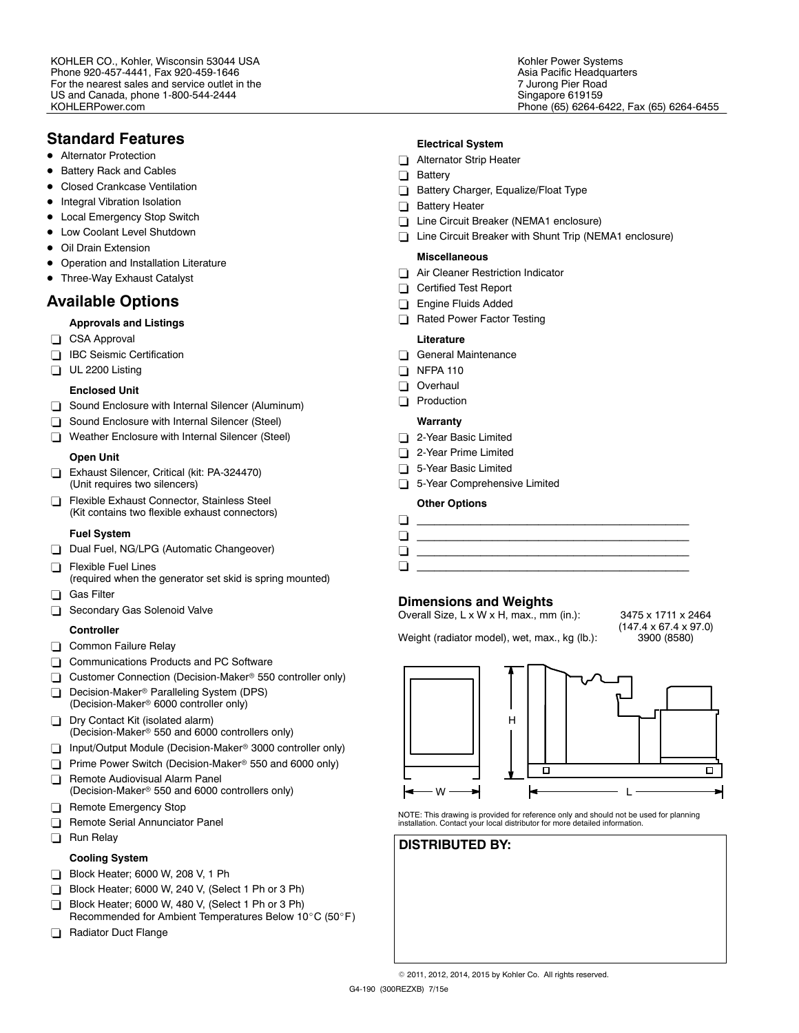KOHLER CO., Kohler, Wisconsin 53044 USA
Phone 920-457-4441, Fax 920-459-1646
For the nearest sales and service outlet in the US and Canada, phone 1-800-544-2444
KOHLERPower.com

Kohler Power Systems
Asia Pacific Headquarters
7 Jurong Pier Road
Singapore 619159
Phone (65) 6264-6422, Fax (65) 6264-6455

## Standard Features

- Alternator Protection
- Battery Rack and Cables
- Closed Crankcase Ventilation
- Integral Vibration Isolation
- Local Emergency Stop Switch
- Low Coolant Level Shutdown
- Oil Drain Extension
- Operation and Installation Literature
- Three-Way Exhaust Catalyst

## Available Options

### Approvals and Listings

- ❑ CSA Approval
- ❑ IBC Seismic Certification
- ❑ UL 2200 Listing

### Enclosed Unit

- ❑ Sound Enclosure with Internal Silencer (Aluminum)
- ❑ Sound Enclosure with Internal Silencer (Steel)
- ❑ Weather Enclosure with Internal Silencer (Steel)

### Open Unit

- ❑ Exhaust Silencer, Critical (kit: PA-324470) (Unit requires two silencers)
- ❑ Flexible Exhaust Connector, Stainless Steel (Kit contains two flexible exhaust connectors)

### Fuel System

- ❑ Dual Fuel, NG/LPG (Automatic Changeover)
- ❑ Flexible Fuel Lines (required when the generator set skid is spring mounted)
- ❑ Gas Filter
- ❑ Secondary Gas Solenoid Valve

### Controller

- ❑ Common Failure Relay
- ❑ Communications Products and PC Software
- ❑ Customer Connection (Decision-Maker® 550 controller only)
- ❑ Decision-Maker® Paralleling System (DPS) (Decision-Maker® 6000 controller only)
- ❑ Dry Contact Kit (isolated alarm) (Decision-Maker® 550 and 6000 controllers only)
- ❑ Input/Output Module (Decision-Maker® 3000 controller only)
- ❑ Prime Power Switch (Decision-Maker® 550 and 6000 only)
- ❑ Remote Audiovisual Alarm Panel (Decision-Maker® 550 and 6000 controllers only)
- ❑ Remote Emergency Stop
- ❑ Remote Serial Annunciator Panel
- ❑ Run Relay

### Cooling System

- ❑ Block Heater; 6000 W, 208 V, 1 Ph
- ❑ Block Heater; 6000 W, 240 V, (Select 1 Ph or 3 Ph)
- ❑ Block Heater; 6000 W, 480 V, (Select 1 Ph or 3 Ph) Recommended for Ambient Temperatures Below 10°C (50°F)
- ❑ Radiator Duct Flange

### Electrical System

- ❑ Alternator Strip Heater
- ❑ Battery
- ❑ Battery Charger, Equalize/Float Type
- ❑ Battery Heater
- ❑ Line Circuit Breaker (NEMA1 enclosure)
- ❑ Line Circuit Breaker with Shunt Trip (NEMA1 enclosure)

### Miscellaneous

- ❑ Air Cleaner Restriction Indicator
- ❑ Certified Test Report
- ❑ Engine Fluids Added
- ❑ Rated Power Factor Testing

### Literature

- ❑ General Maintenance
- ❑ NFPA 110
- ❑ Overhaul
- ❑ Production

### Warranty

- ❑ 2-Year Basic Limited
- ❑ 2-Year Prime Limited
- ❑ 5-Year Basic Limited
- ❑ 5-Year Comprehensive Limited

### Other Options

- ❑ ____________________________________________
- ❑ ____________________________________________
- ❑ ____________________________________________
- ❑ ____________________________________________

## Dimensions and Weights

| | |
|---|---|
| Overall Size, L x W x H, max., mm (in.): | 3475 x 1711 x 2464 (147.4 x 67.4 x 97.0) |
| Weight (radiator model), wet, max., kg (lb.): | 3900 (8580) |

H
W
L

NOTE: This drawing is provided for reference only and should not be used for planning installation. Contact your local distributor for more detailed information.

**DISTRIBUTED BY:**

© 2011, 2012, 2014, 2015 by Kohler Co. All rights reserved.

G4-190 (300REZXB) 7/15e